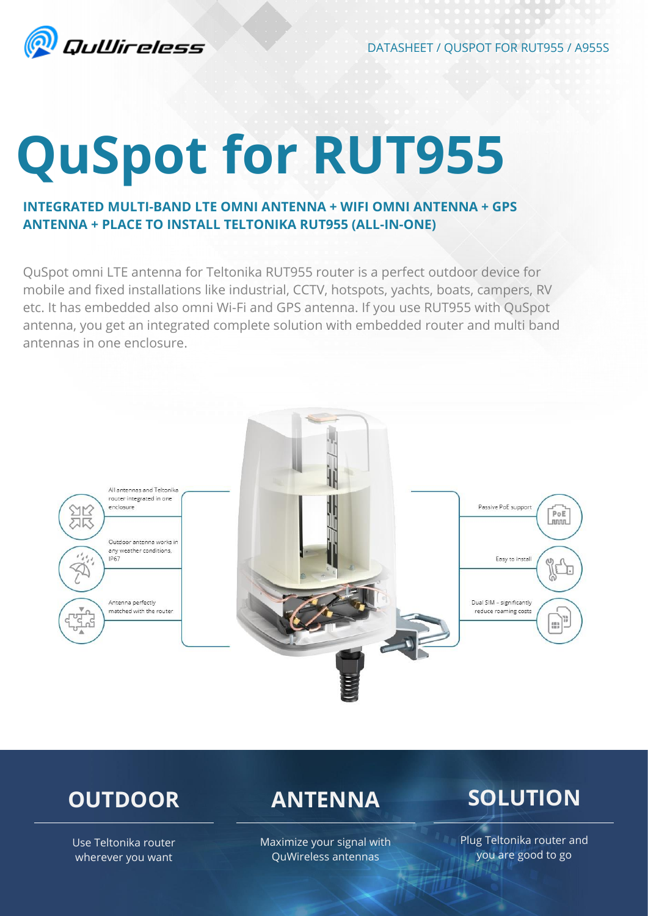DATASHEET / QUSPOT FOR RUT955 / A955S

# QuSpot for RUT955

**INTEGRATED MULTI-BAND LTE OMNI ANTENNA + WIFI OMNI ANTENNA + GPS ANTENNA + PLACE TO INSTALL TELTONIKA RUT955 (ALL-IN-ONE)**

QuSpot omni LTE antenna for Teltonika RUT955 router is a perfect outdoor device for mobile and fixed installations like industrial, CCTV, hotspots, yachts, boats, campers, RV etc. It has embedded also omni Wi-Fi and GPS antenna. If you use RUT955 with QuSpot antenna, you get an integrated complete solution with embedded router and multi band antennas in one enclosure.

- All antennas and Teltonika router integrated in one enclosure
- Outdoor antenna works in any weather conditions, IP67
- Antenna perfectly matched with the router
- Passive PoE support
- Easy to install
- Dual SIM – significantly reduce roaming costs

## OUTDOOR

Use Teltonika router wherever you want

## ANTENNA

Maximize your signal with QuWireless antennas

## SOLUTION

Plug Teltonika router and you are good to go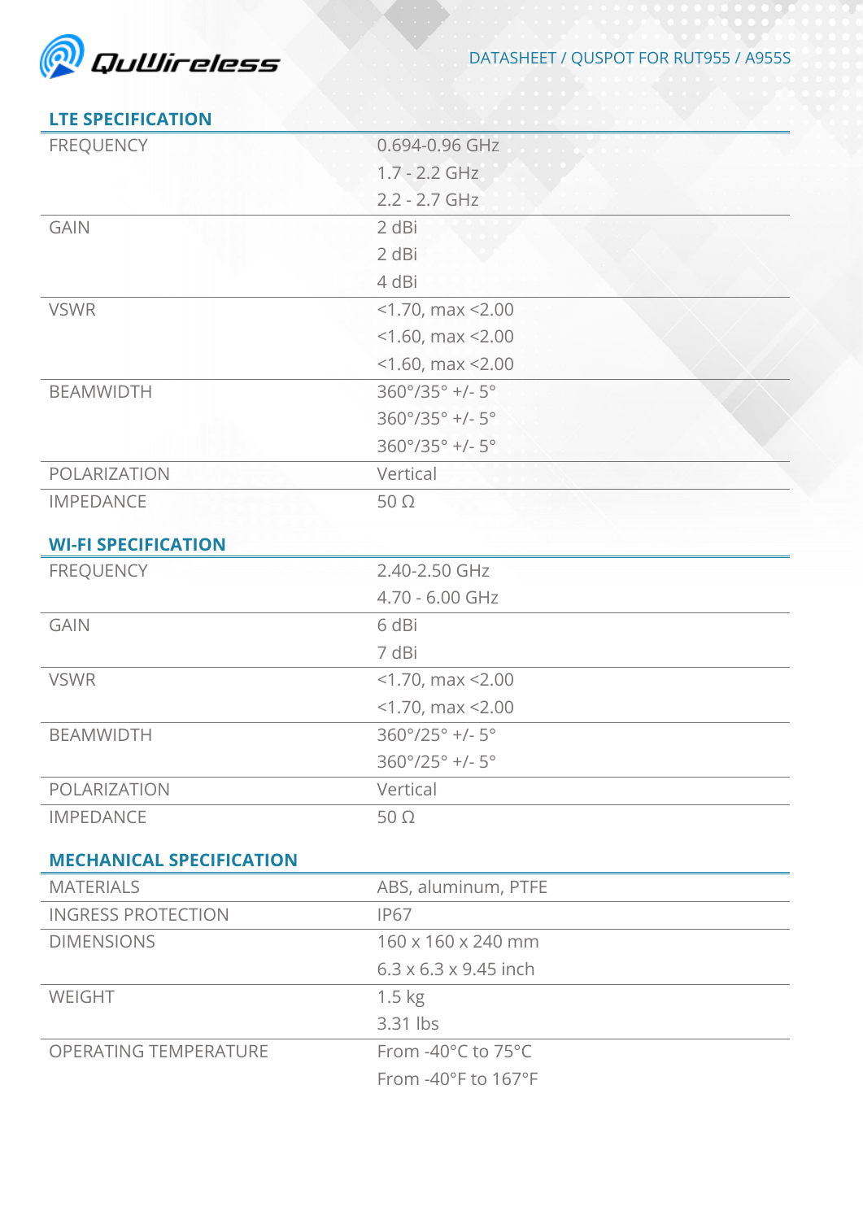## LTE SPECIFICATION

| | |
|---|---|
| FREQUENCY | 0.694-0.96 GHz<br>1.7 - 2.2 GHz<br>2.2 - 2.7 GHz |
| GAIN | 2 dBi<br>2 dBi<br>4 dBi |
| VSWR | <1.70, max <2.00<br><1.60, max <2.00<br><1.60, max <2.00 |
| BEAMWIDTH | 360°/35° +/- 5°<br>360°/35° +/- 5°<br>360°/35° +/- 5° |
| POLARIZATION | Vertical |
| IMPEDANCE | 50 Ω |

## WI-FI SPECIFICATION

| | |
|---|---|
| FREQUENCY | 2.40-2.50 GHz<br>4.70 - 6.00 GHz |
| GAIN | 6 dBi<br>7 dBi |
| VSWR | <1.70, max <2.00<br><1.70, max <2.00 |
| BEAMWIDTH | 360°/25° +/- 5°<br>360°/25° +/- 5° |
| POLARIZATION | Vertical |
| IMPEDANCE | 50 Ω |

## MECHANICAL SPECIFICATION

| | |
|---|---|
| MATERIALS | ABS, aluminum, PTFE |
| INGRESS PROTECTION | IP67 |
| DIMENSIONS | 160 x 160 x 240 mm<br>6.3 x 6.3 x 9.45 inch |
| WEIGHT | 1.5 kg<br>3.31 lbs |
| OPERATING TEMPERATURE | From -40°C to 75°C<br>From -40°F to 167°F |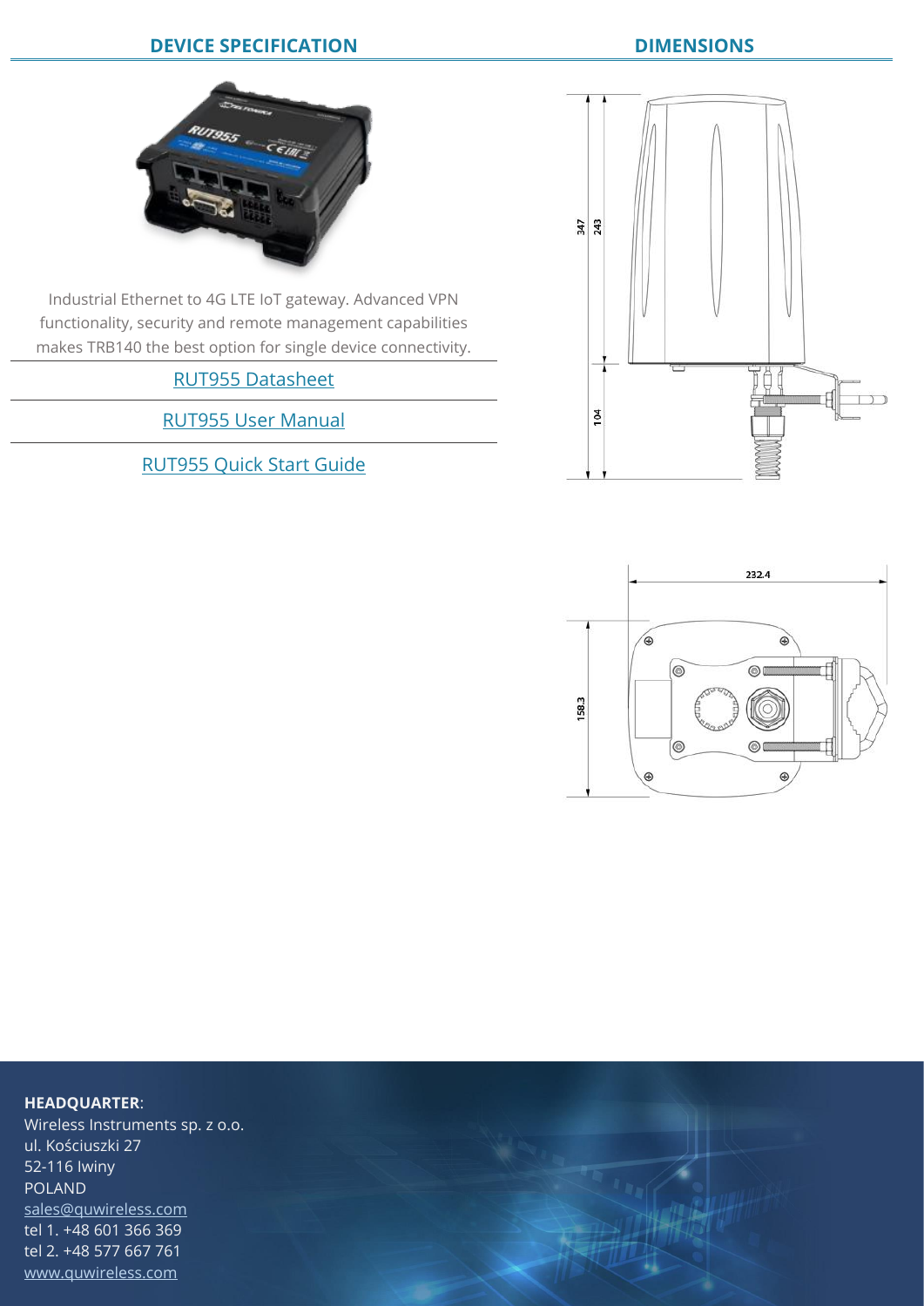## DEVICE SPECIFICATION

Industrial Ethernet to 4G LTE IoT gateway. Advanced VPN functionality, security and remote management capabilities makes TRB140 the best option for single device connectivity.

[RUT955 Datasheet]

[RUT955 User Manual]

[RUT955 Quick Start Guide]

## DIMENSIONS

347

243

104

232.4

158.3

**HEADQUARTER**:
Wireless Instruments sp. z o.o.
ul. Kościuszki 27
52-116 Iwiny
POLAND
sales@quwireless.com
tel 1. +48 601 366 369
tel 2. +48 577 667 761
www.quwireless.com